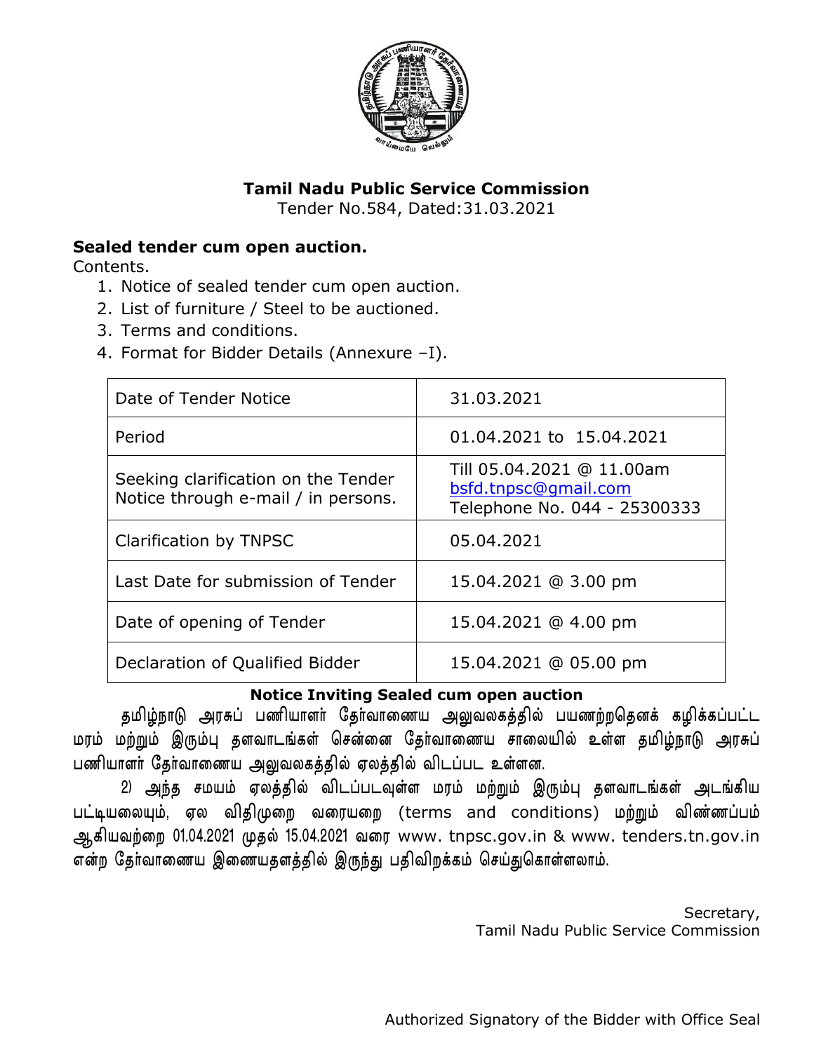# Tamil Nadu Public Service Commission

Tender No.584, Dated:31.03.2021

**Sealed tender cum open auction.**

Contents.

1. Notice of sealed tender cum open auction.
2. List of furniture / Steel to be auctioned.
3. Terms and conditions.
4. Format for Bidder Details (Annexure –I).

| Date of Tender Notice | 31.03.2021 |
|---|---|
| Period | 01.04.2021 to 15.04.2021 |
| Seeking clarification on the Tender Notice through e-mail / in persons. | Till 05.04.2021 @ 11.00am bsfd.tnpsc@gmail.com Telephone No. 044 - 25300333 |
| Clarification by TNPSC | 05.04.2021 |
| Last Date for submission of Tender | 15.04.2021 @ 3.00 pm |
| Date of opening of Tender | 15.04.2021 @ 4.00 pm |
| Declaration of Qualified Bidder | 15.04.2021 @ 05.00 pm |

**Notice Inviting Sealed cum open auction**

தமிழ்நாடு அரசுப் பணியாளர் தேர்வாணைய அலுவலகத்தில் பயணற்றதெனக் கழிக்கப்பட்ட மரம் மற்றும் இரும்பு தளவாடங்கள் சென்னை தேர்வாணைய சாலையில் உள்ள தமிழ்நாடு அரசுப் பணியாளர் தேர்வாணைய அலுவலகத்தில் ஏலத்தில் விடப்பட உள்ளன.

2) அந்த சமயம் ஏலத்தில் விடப்படவுள்ள மரம் மற்றும் இரும்பு தளவாடங்கள் அடங்கிய பட்டியலையும், ஏல விதிமுறை வரையறை (terms and conditions) மற்றும் விண்ணப்பம் ஆகியவற்றை 01.04.2021 முதல் 15.04.2021 வரை www. tnpsc.gov.in & www. tenders.tn.gov.in என்ற தேர்வாணைய இணையதளத்தில் இருந்து பதிவிறக்கம் செய்துகொள்ளலாம்.

Secretary,
Tamil Nadu Public Service Commission

Authorized Signatory of the Bidder with Office Seal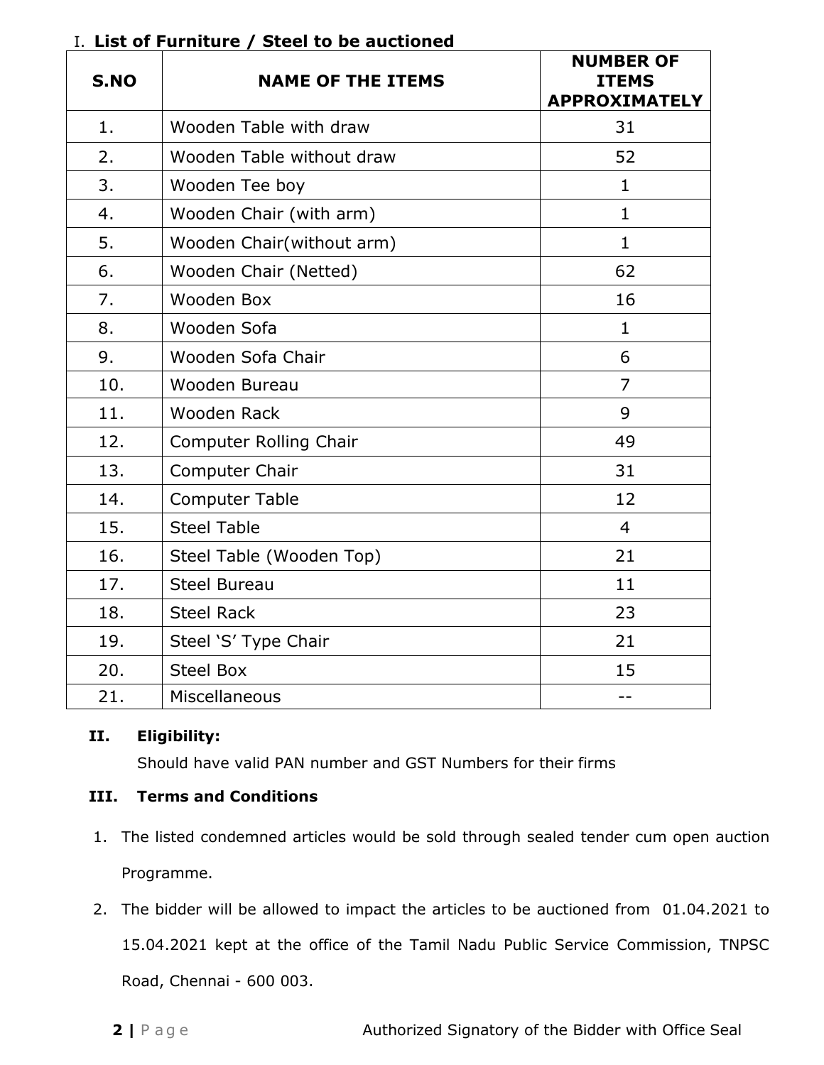## I. List of Furniture / Steel to be auctioned

| S.NO | NAME OF THE ITEMS | NUMBER OF ITEMS APPROXIMATELY |
|---|---|---|
| 1. | Wooden Table with draw | 31 |
| 2. | Wooden Table without draw | 52 |
| 3. | Wooden Tee boy | 1 |
| 4. | Wooden Chair (with arm) | 1 |
| 5. | Wooden Chair(without arm) | 1 |
| 6. | Wooden Chair (Netted) | 62 |
| 7. | Wooden Box | 16 |
| 8. | Wooden Sofa | 1 |
| 9. | Wooden Sofa Chair | 6 |
| 10. | Wooden Bureau | 7 |
| 11. | Wooden Rack | 9 |
| 12. | Computer Rolling Chair | 49 |
| 13. | Computer Chair | 31 |
| 14. | Computer Table | 12 |
| 15. | Steel Table | 4 |
| 16. | Steel Table (Wooden Top) | 21 |
| 17. | Steel Bureau | 11 |
| 18. | Steel Rack | 23 |
| 19. | Steel 'S' Type Chair | 21 |
| 20. | Steel Box | 15 |
| 21. | Miscellaneous | -- |

## II. Eligibility:

Should have valid PAN number and GST Numbers for their firms

## III. Terms and Conditions

1. The listed condemned articles would be sold through sealed tender cum open auction Programme.
2. The bidder will be allowed to impact the articles to be auctioned from 01.04.2021 to 15.04.2021 kept at the office of the Tamil Nadu Public Service Commission, TNPSC Road, Chennai - 600 003.

Authorized Signatory of the Bidder with Office Seal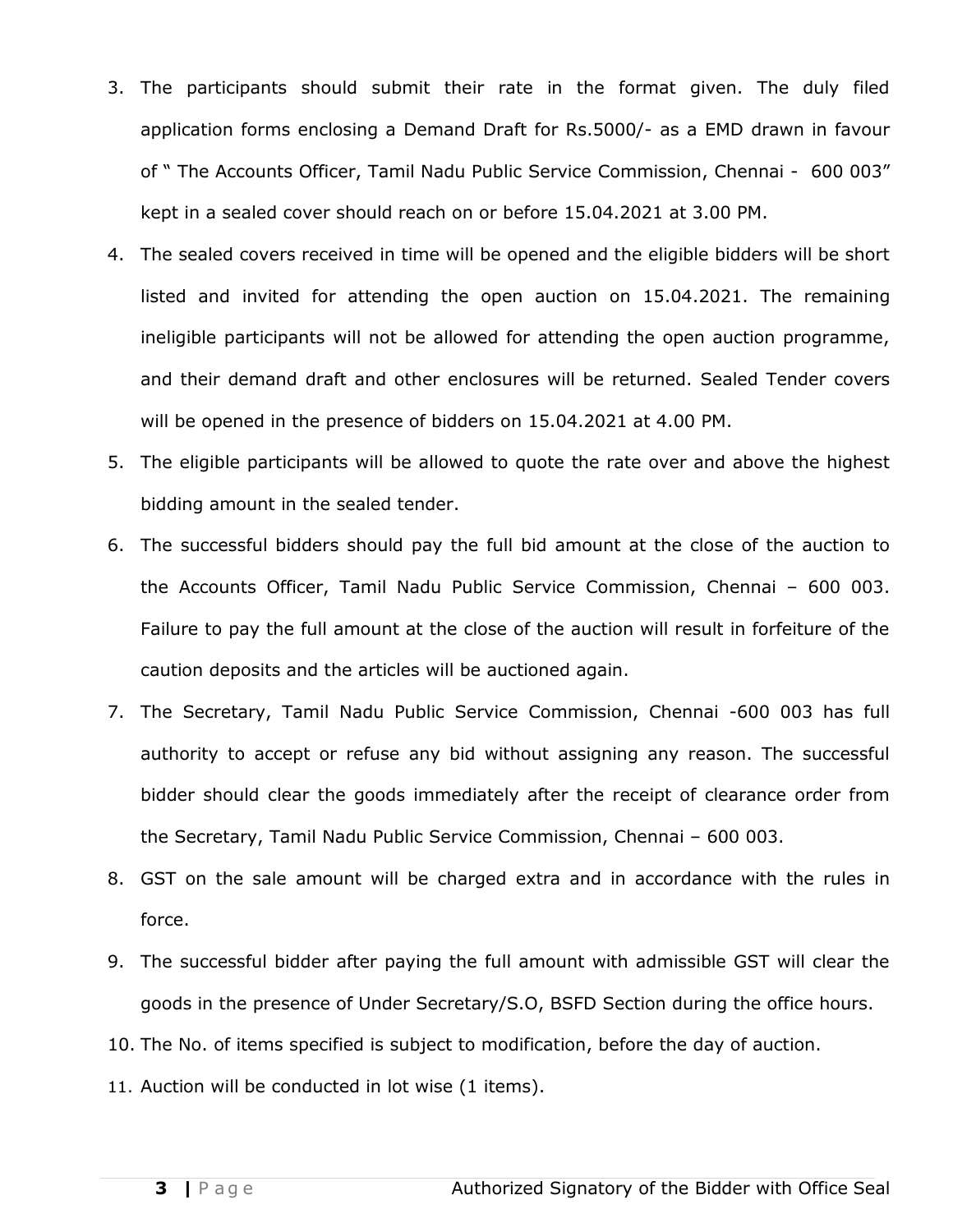3. The participants should submit their rate in the format given. The duly filed application forms enclosing a Demand Draft for Rs.5000/- as a EMD drawn in favour of " The Accounts Officer, Tamil Nadu Public Service Commission, Chennai - 600 003" kept in a sealed cover should reach on or before 15.04.2021 at 3.00 PM.
4. The sealed covers received in time will be opened and the eligible bidders will be short listed and invited for attending the open auction on 15.04.2021. The remaining ineligible participants will not be allowed for attending the open auction programme, and their demand draft and other enclosures will be returned. Sealed Tender covers will be opened in the presence of bidders on 15.04.2021 at 4.00 PM.
5. The eligible participants will be allowed to quote the rate over and above the highest bidding amount in the sealed tender.
6. The successful bidders should pay the full bid amount at the close of the auction to the Accounts Officer, Tamil Nadu Public Service Commission, Chennai – 600 003. Failure to pay the full amount at the close of the auction will result in forfeiture of the caution deposits and the articles will be auctioned again.
7. The Secretary, Tamil Nadu Public Service Commission, Chennai -600 003 has full authority to accept or refuse any bid without assigning any reason. The successful bidder should clear the goods immediately after the receipt of clearance order from the Secretary, Tamil Nadu Public Service Commission, Chennai – 600 003.
8. GST on the sale amount will be charged extra and in accordance with the rules in force.
9. The successful bidder after paying the full amount with admissible GST will clear the goods in the presence of Under Secretary/S.O, BSFD Section during the office hours.
10. The No. of items specified is subject to modification, before the day of auction.
11. Auction will be conducted in lot wise (1 items).

Authorized Signatory of the Bidder with Office Seal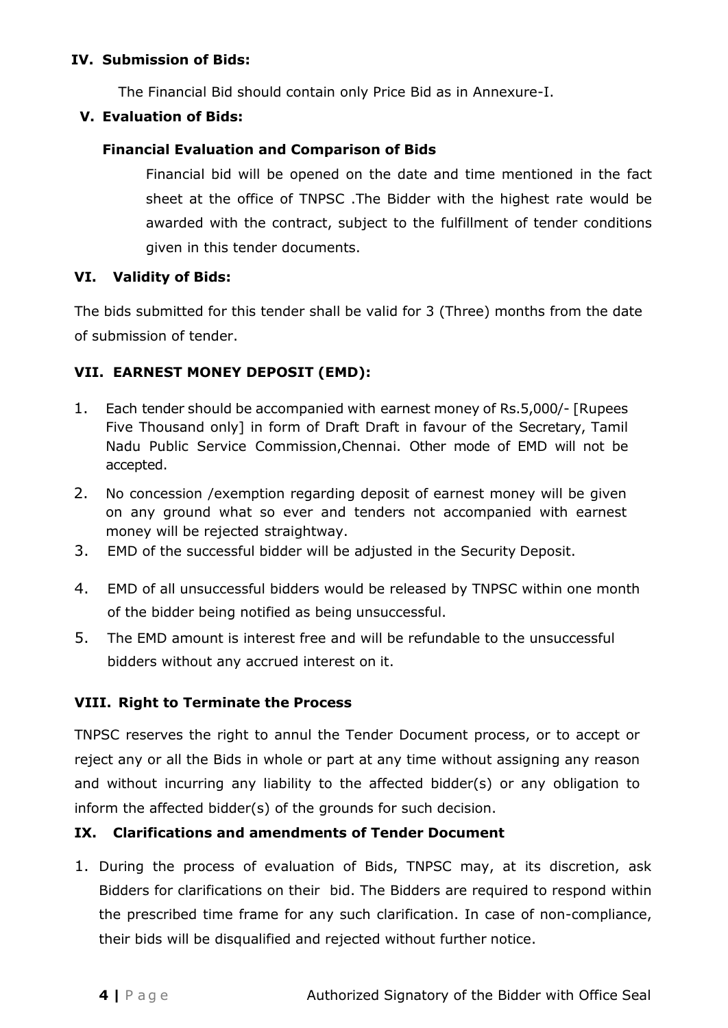## IV. Submission of Bids:

The Financial Bid should contain only Price Bid as in Annexure-I.

## V. Evaluation of Bids:

### Financial Evaluation and Comparison of Bids

Financial bid will be opened on the date and time mentioned in the fact sheet at the office of TNPSC .The Bidder with the highest rate would be awarded with the contract, subject to the fulfillment of tender conditions given in this tender documents.

## VI. Validity of Bids:

The bids submitted for this tender shall be valid for 3 (Three) months from the date of submission of tender.

## VII. EARNEST MONEY DEPOSIT (EMD):

1. Each tender should be accompanied with earnest money of Rs.5,000/- [Rupees Five Thousand only] in form of Draft Draft in favour of the Secretary, Tamil Nadu Public Service Commission,Chennai. Other mode of EMD will not be accepted.
2. No concession /exemption regarding deposit of earnest money will be given on any ground what so ever and tenders not accompanied with earnest money will be rejected straightway.
3. EMD of the successful bidder will be adjusted in the Security Deposit.
4. EMD of all unsuccessful bidders would be released by TNPSC within one month of the bidder being notified as being unsuccessful.
5. The EMD amount is interest free and will be refundable to the unsuccessful bidders without any accrued interest on it.

## VIII. Right to Terminate the Process

TNPSC reserves the right to annul the Tender Document process, or to accept or reject any or all the Bids in whole or part at any time without assigning any reason and without incurring any liability to the affected bidder(s) or any obligation to inform the affected bidder(s) of the grounds for such decision.

## IX. Clarifications and amendments of Tender Document

1. During the process of evaluation of Bids, TNPSC may, at its discretion, ask Bidders for clarifications on their bid. The Bidders are required to respond within the prescribed time frame for any such clarification. In case of non-compliance, their bids will be disqualified and rejected without further notice.

Authorized Signatory of the Bidder with Office Seal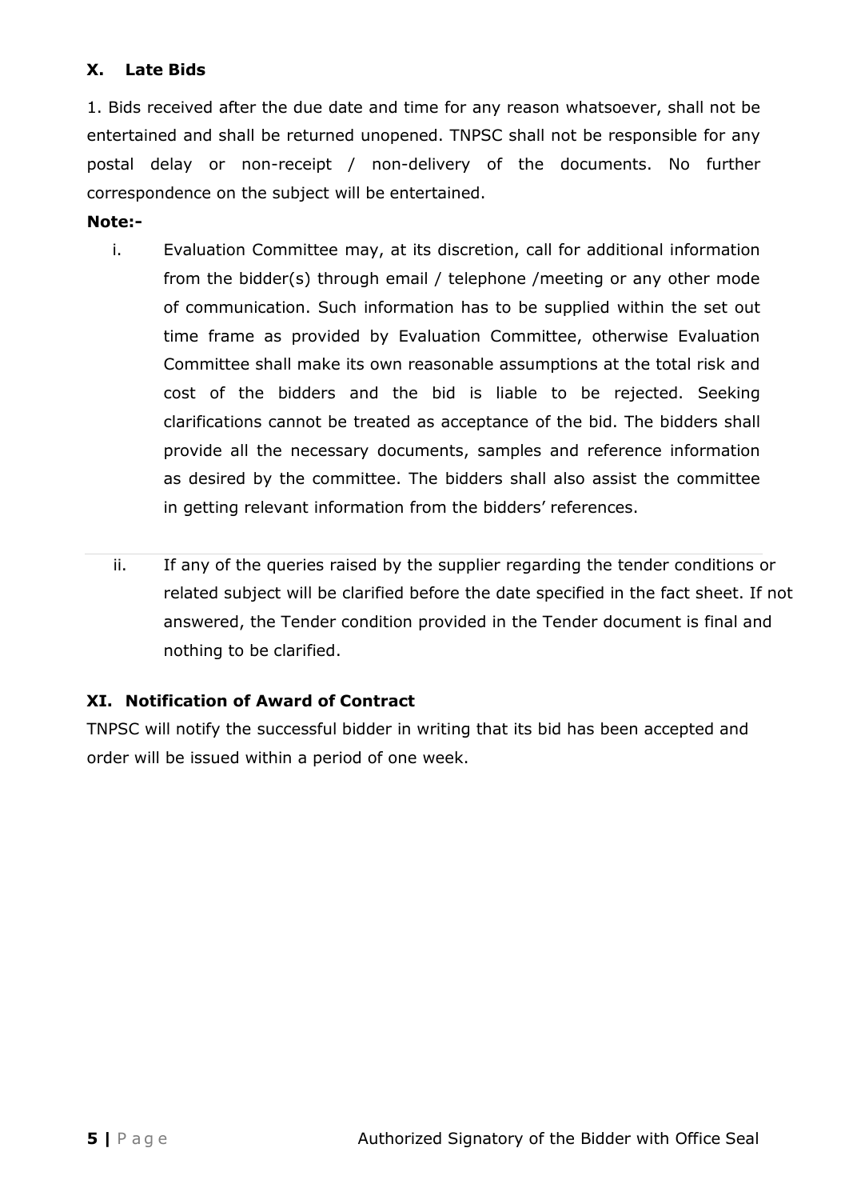## X. Late Bids

1. Bids received after the due date and time for any reason whatsoever, shall not be entertained and shall be returned unopened. TNPSC shall not be responsible for any postal delay or non-receipt / non-delivery of the documents. No further correspondence on the subject will be entertained.

**Note:-**

i. Evaluation Committee may, at its discretion, call for additional information from the bidder(s) through email / telephone /meeting or any other mode of communication. Such information has to be supplied within the set out time frame as provided by Evaluation Committee, otherwise Evaluation Committee shall make its own reasonable assumptions at the total risk and cost of the bidders and the bid is liable to be rejected. Seeking clarifications cannot be treated as acceptance of the bid. The bidders shall provide all the necessary documents, samples and reference information as desired by the committee. The bidders shall also assist the committee in getting relevant information from the bidders' references.

ii. If any of the queries raised by the supplier regarding the tender conditions or related subject will be clarified before the date specified in the fact sheet. If not answered, the Tender condition provided in the Tender document is final and nothing to be clarified.

## XI. Notification of Award of Contract

TNPSC will notify the successful bidder in writing that its bid has been accepted and order will be issued within a period of one week.

Authorized Signatory of the Bidder with Office Seal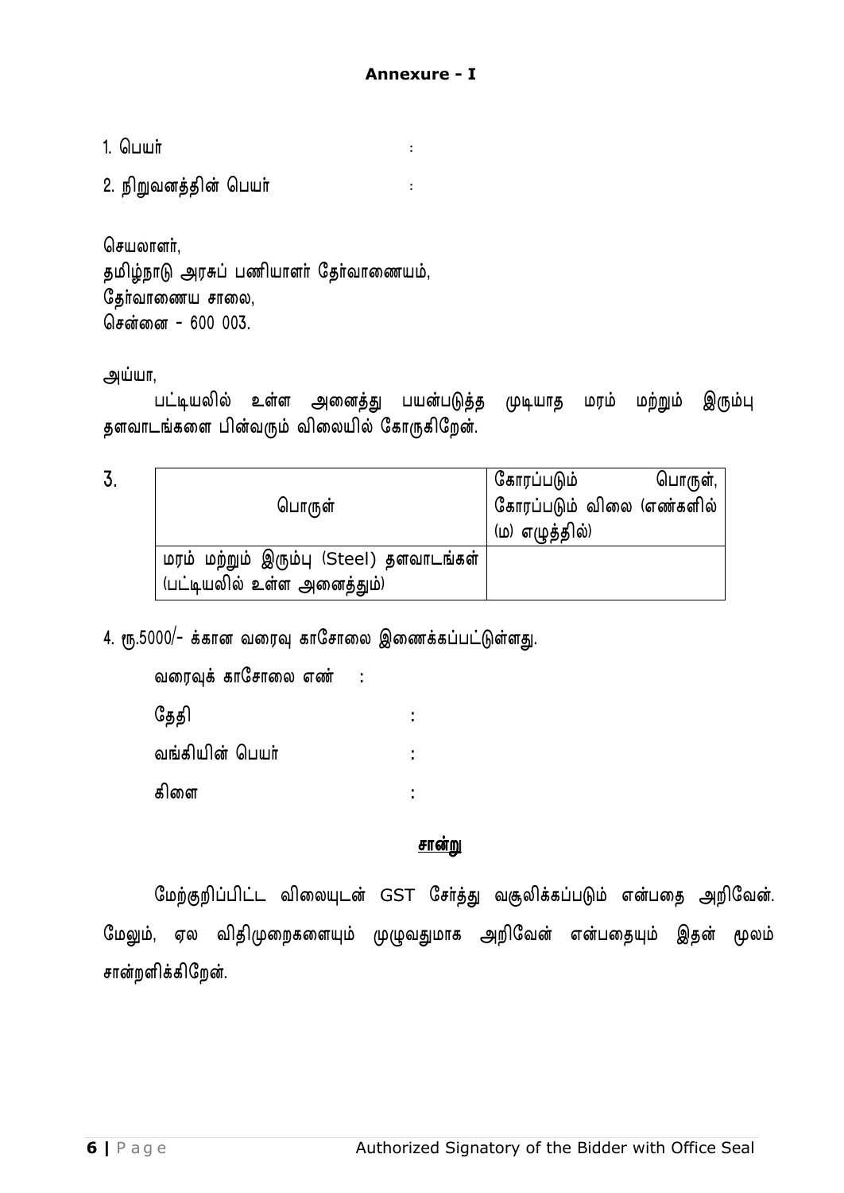**Annexure - I**

1. பெயர் :

2. நிறுவனத்தின் பெயர் :

செயலாளர்,
தமிழ்நாடு அரசுப் பணியாளர் தேர்வாணையம்,
தேர்வாணைய சாலை,
சென்னை - 600 003.

அய்யா,

பட்டியலில் உள்ள அனைத்து பயன்படுத்த முடியாத மரம் மற்றும் இரும்பு தளவாடங்களை பின்வரும் விலையில் கோருகிறேன்.

3.

| பொருள் | கோரப்படும் பொருள், கோரப்படும் விலை (எண்களில் (ம) எழுத்தில்) |
|---|---|
| மரம் மற்றும் இரும்பு (Steel) தளவாடங்கள் (பட்டியலில் உள்ள அனைத்தும்) | |

4. ரூ.5000/- க்கான வரைவு காசோலை இணைக்கப்பட்டுள்ளது.

வரைவுக் காசோலை எண் :

தேதி :

வங்கியின் பெயர் :

கிளை :

**சான்று**

மேற்குறிப்பிட்ட விலையுடன் GST சேர்த்து வசூலிக்கப்படும் என்பதை அறிவேன். மேலும், ஏல விதிமுறைகளையும் முழுவதுமாக அறிவேன் என்பதையும் இதன் மூலம் சான்றளிக்கிறேன்.

Authorized Signatory of the Bidder with Office Seal